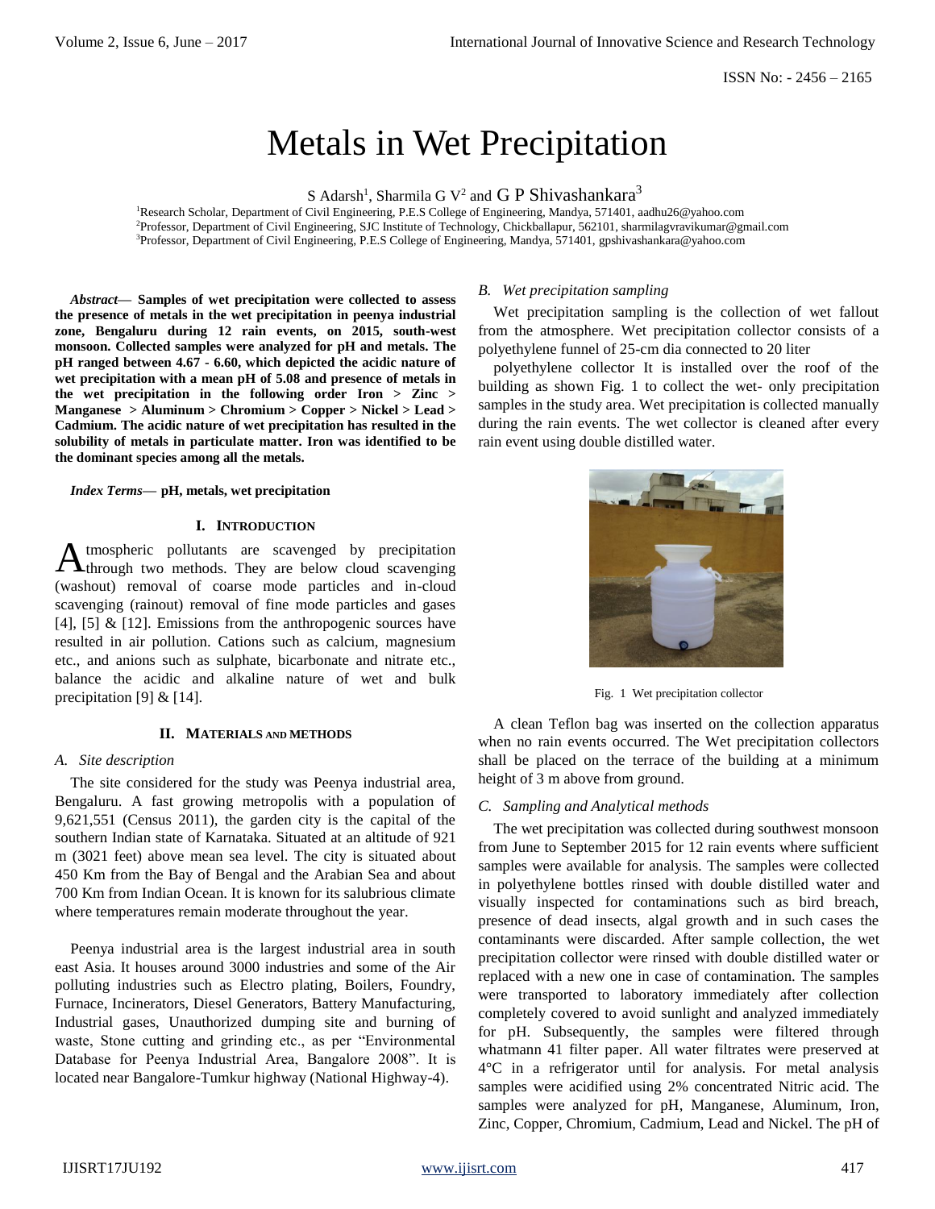# Metals in Wet Precipitation

S Adarsh[1], Sharmila G V[2] and G P Shivashankara[3]

[1]Research Scholar, Department of Civil Engineering, P.E.S College of Engineering, Mandya, 571401, aadhu26@yahoo.com
[2]Professor, Department of Civil Engineering, SJC Institute of Technology, Chickballapur, 562101, sharmilagvravikumar@gmail.com
[3]Professor, Department of Civil Engineering, P.E.S College of Engineering, Mandya, 571401, gpshivashankara@yahoo.com

***Abstract*— Samples of wet precipitation were collected to assess the presence of metals in the wet precipitation in peenya industrial zone, Bengaluru during 12 rain events, on 2015, south-west monsoon. Collected samples were analyzed for pH and metals. The pH ranged between 4.67 - 6.60, which depicted the acidic nature of wet precipitation with a mean pH of 5.08 and presence of metals in the wet precipitation in the following order Iron > Zinc > Manganese > Aluminum > Chromium > Copper > Nickel > Lead > Cadmium. The acidic nature of wet precipitation has resulted in the solubility of metals in particulate matter. Iron was identified to be the dominant species among all the metals.**

***Index Terms*— pH, metals, wet precipitation**

## I. Introduction

Atmospheric pollutants are scavenged by precipitation through two methods. They are below cloud scavenging (washout) removal of coarse mode particles and in-cloud scavenging (rainout) removal of fine mode particles and gases [4], [5] & [12]. Emissions from the anthropogenic sources have resulted in air pollution. Cations such as calcium, magnesium etc., and anions such as sulphate, bicarbonate and nitrate etc., balance the acidic and alkaline nature of wet and bulk precipitation [9] & [14].

## II. Materials and Methods

### A. Site description

The site considered for the study was Peenya industrial area, Bengaluru. A fast growing metropolis with a population of 9,621,551 (Census 2011), the garden city is the capital of the southern Indian state of Karnataka. Situated at an altitude of 921 m (3021 feet) above mean sea level. The city is situated about 450 Km from the Bay of Bengal and the Arabian Sea and about 700 Km from Indian Ocean. It is known for its salubrious climate where temperatures remain moderate throughout the year.

Peenya industrial area is the largest industrial area in south east Asia. It houses around 3000 industries and some of the Air polluting industries such as Electro plating, Boilers, Foundry, Furnace, Incinerators, Diesel Generators, Battery Manufacturing, Industrial gases, Unauthorized dumping site and burning of waste, Stone cutting and grinding etc., as per "Environmental Database for Peenya Industrial Area, Bangalore 2008". It is located near Bangalore-Tumkur highway (National Highway-4).

### B. Wet precipitation sampling

Wet precipitation sampling is the collection of wet fallout from the atmosphere. Wet precipitation collector consists of a polyethylene funnel of 25-cm dia connected to 20 liter

polyethylene collector It is installed over the roof of the building as shown Fig. 1 to collect the wet- only precipitation samples in the study area. Wet precipitation is collected manually during the rain events. The wet collector is cleaned after every rain event using double distilled water.

Fig. 1 Wet precipitation collector

A clean Teflon bag was inserted on the collection apparatus when no rain events occurred. The Wet precipitation collectors shall be placed on the terrace of the building at a minimum height of 3 m above from ground.

### C. Sampling and Analytical methods

The wet precipitation was collected during southwest monsoon from June to September 2015 for 12 rain events where sufficient samples were available for analysis. The samples were collected in polyethylene bottles rinsed with double distilled water and visually inspected for contaminations such as bird breach, presence of dead insects, algal growth and in such cases the contaminants were discarded. After sample collection, the wet precipitation collector were rinsed with double distilled water or replaced with a new one in case of contamination. The samples were transported to laboratory immediately after collection completely covered to avoid sunlight and analyzed immediately for pH. Subsequently, the samples were filtered through whatmann 41 filter paper. All water filtrates were preserved at 4°C in a refrigerator until for analysis. For metal analysis samples were acidified using 2% concentrated Nitric acid. The samples were analyzed for pH, Manganese, Aluminum, Iron, Zinc, Copper, Chromium, Cadmium, Lead and Nickel. The pH of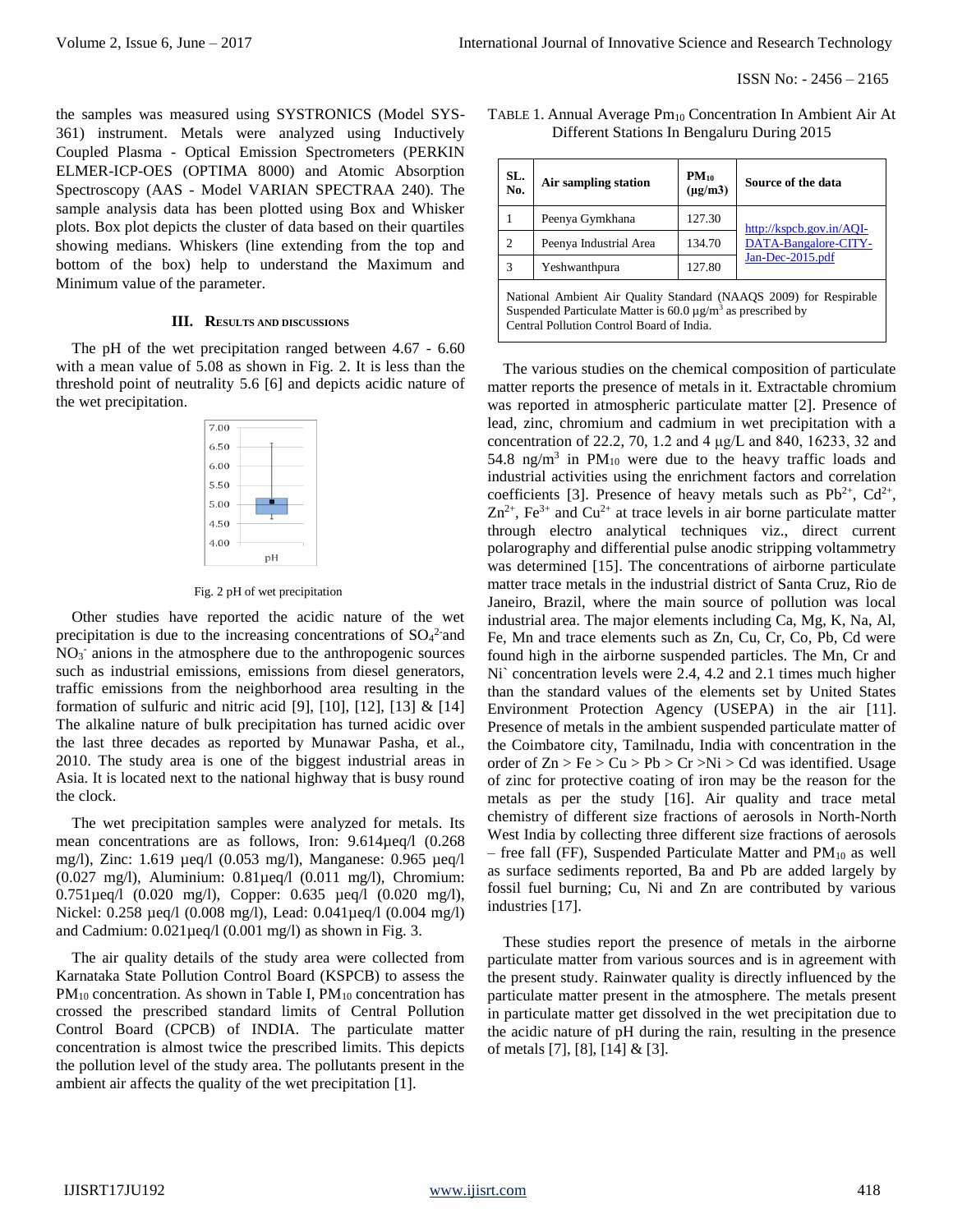the samples was measured using SYSTRONICS (Model SYS-361) instrument. Metals were analyzed using Inductively Coupled Plasma - Optical Emission Spectrometers (PERKIN ELMER-ICP-OES (OPTIMA 8000) and Atomic Absorption Spectroscopy (AAS - Model VARIAN SPECTRAA 240). The sample analysis data has been plotted using Box and Whisker plots. Box plot depicts the cluster of data based on their quartiles showing medians. Whiskers (line extending from the top and bottom of the box) help to understand the Maximum and Minimum value of the parameter.

## III. Results and Discussions

The pH of the wet precipitation ranged between 4.67 - 6.60 with a mean value of 5.08 as shown in Fig. 2. It is less than the threshold point of neutrality 5.6 [6] and depicts acidic nature of the wet precipitation.

Fig. 2 pH of wet precipitation

Other studies have reported the acidic nature of the wet precipitation is due to the increasing concentrations of $SO_4^{2-}$ and $NO_3^-$ anions in the atmosphere due to the anthropogenic sources such as industrial emissions, emissions from diesel generators, traffic emissions from the neighborhood area resulting in the formation of sulfuric and nitric acid [9], [10], [12], [13] & [14] The alkaline nature of bulk precipitation has turned acidic over the last three decades as reported by Munawar Pasha, et al., 2010. The study area is one of the biggest industrial areas in Asia. It is located next to the national highway that is busy round the clock.

The wet precipitation samples were analyzed for metals. Its mean concentrations are as follows, Iron: 9.614µeq/l (0.268 mg/l), Zinc: 1.619 µeq/l (0.053 mg/l), Manganese: 0.965 µeq/l (0.027 mg/l), Aluminium: 0.81µeq/l (0.011 mg/l), Chromium: 0.751µeq/l (0.020 mg/l), Copper: 0.635 µeq/l (0.020 mg/l), Nickel: 0.258 µeq/l (0.008 mg/l), Lead: 0.041µeq/l (0.004 mg/l) and Cadmium: 0.021µeq/l (0.001 mg/l) as shown in Fig. 3.

The air quality details of the study area were collected from Karnataka State Pollution Control Board (KSPCB) to assess the $PM_{10}$ concentration. As shown in Table I, $PM_{10}$ concentration has crossed the prescribed standard limits of Central Pollution Control Board (CPCB) of INDIA. The particulate matter concentration is almost twice the prescribed limits. This depicts the pollution level of the study area. The pollutants present in the ambient air affects the quality of the wet precipitation [1].

TABLE 1. Annual Average $Pm_{10}$ Concentration In Ambient Air At Different Stations In Bengaluru During 2015

| SL. No. | Air sampling station | $PM_{10}$ (µg/m3) | Source of the data |
|---|---|---|---|
| 1 | Peenya Gymkhana | 127.30 | http://kspcb.gov.in/AQI-DATA-Bangalore-CITY-Jan-Dec-2015.pdf |
| 2 | Peenya Industrial Area | 134.70 | |
| 3 | Yeshwanthpura | 127.80 | |
| National Ambient Air Quality Standard (NAAQS 2009) for Respirable Suspended Particulate Matter is 60.0 µg/m$^3$ as prescribed by Central Pollution Control Board of India. | | | |

The various studies on the chemical composition of particulate matter reports the presence of metals in it. Extractable chromium was reported in atmospheric particulate matter [2]. Presence of lead, zinc, chromium and cadmium in wet precipitation with a concentration of 22.2, 70, 1.2 and 4 µg/L and 840, 16233, 32 and 54.8 ng/m$^3$ in $PM_{10}$ were due to the heavy traffic loads and industrial activities using the enrichment factors and correlation coefficients [3]. Presence of heavy metals such as $Pb^{2+}$, $Cd^{2+}$, $Zn^{2+}$, $Fe^{3+}$ and $Cu^{2+}$ at trace levels in air borne particulate matter through electro analytical techniques viz., direct current polarography and differential pulse anodic stripping voltammetry was determined [15]. The concentrations of airborne particulate matter trace metals in the industrial district of Santa Cruz, Rio de Janeiro, Brazil, where the main source of pollution was local industrial area. The major elements including Ca, Mg, K, Na, Al, Fe, Mn and trace elements such as Zn, Cu, Cr, Co, Pb, Cd were found high in the airborne suspended particles. The Mn, Cr and Ni` concentration levels were 2.4, 4.2 and 2.1 times much higher than the standard values of the elements set by United States Environment Protection Agency (USEPA) in the air [11]. Presence of metals in the ambient suspended particulate matter of the Coimbatore city, Tamilnadu, India with concentration in the order of Zn > Fe > Cu > Pb > Cr >Ni > Cd was identified. Usage of zinc for protective coating of iron may be the reason for the metals as per the study [16]. Air quality and trace metal chemistry of different size fractions of aerosols in North-North West India by collecting three different size fractions of aerosols – free fall (FF), Suspended Particulate Matter and $PM_{10}$ as well as surface sediments reported, Ba and Pb are added largely by fossil fuel burning; Cu, Ni and Zn are contributed by various industries [17].

These studies report the presence of metals in the airborne particulate matter from various sources and is in agreement with the present study. Rainwater quality is directly influenced by the particulate matter present in the atmosphere. The metals present in particulate matter get dissolved in the wet precipitation due to the acidic nature of pH during the rain, resulting in the presence of metals [7], [8], [14] & [3].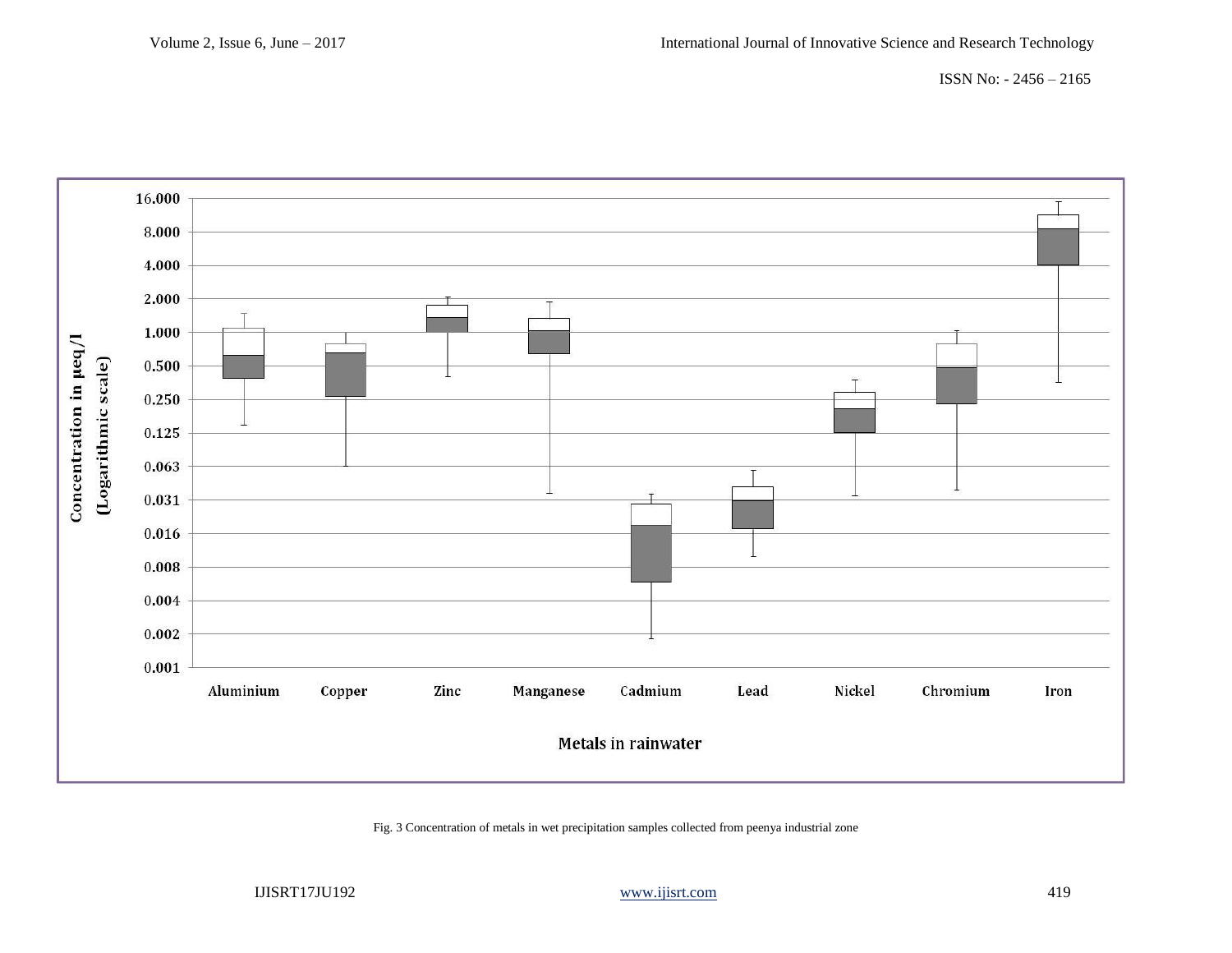Fig. 3 Concentration of metals in wet precipitation samples collected from peenya industrial zone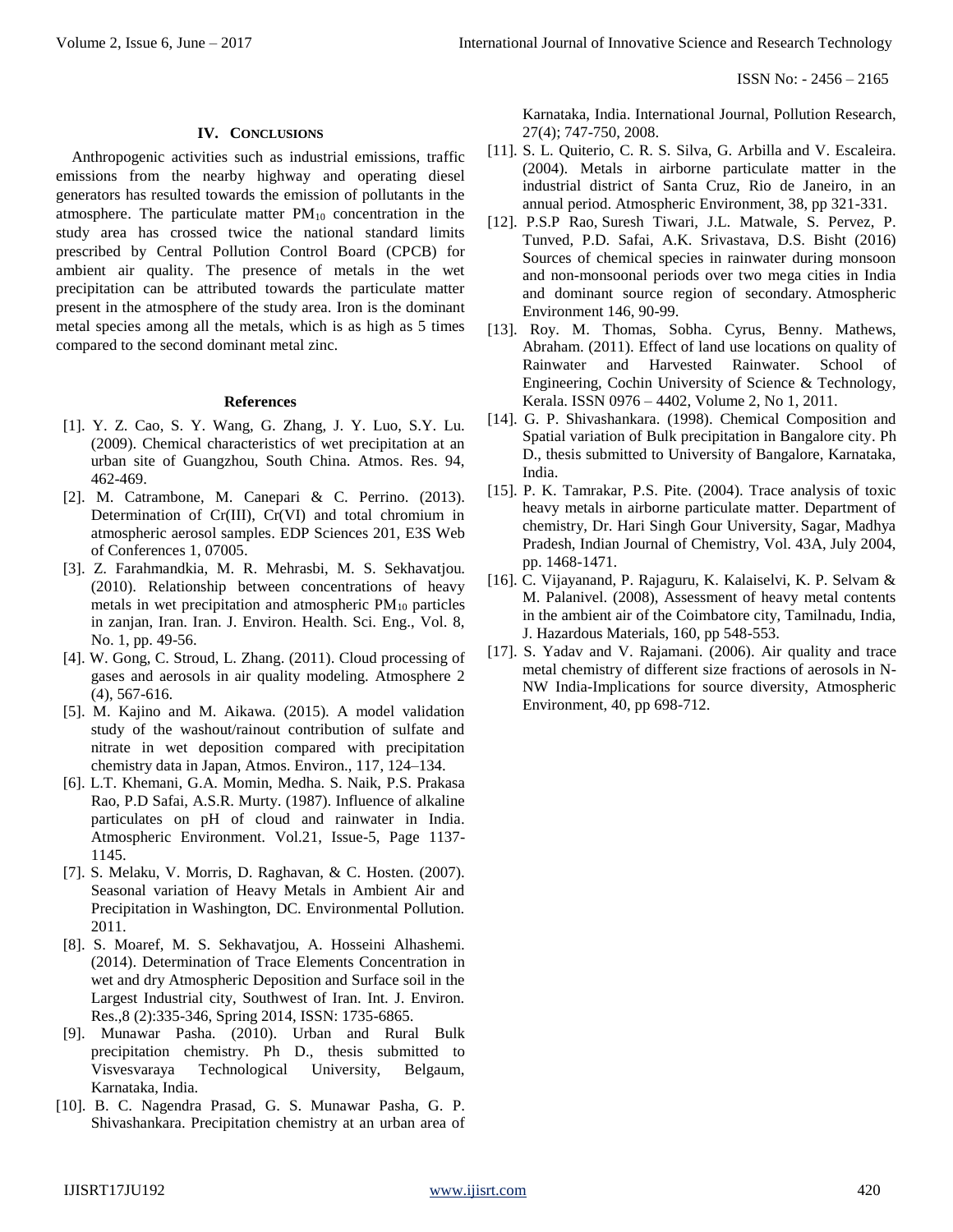## IV. Conclusions

Anthropogenic activities such as industrial emissions, traffic emissions from the nearby highway and operating diesel generators has resulted towards the emission of pollutants in the atmosphere. The particulate matter $PM_{10}$ concentration in the study area has crossed twice the national standard limits prescribed by Central Pollution Control Board (CPCB) for ambient air quality. The presence of metals in the wet precipitation can be attributed towards the particulate matter present in the atmosphere of the study area. Iron is the dominant metal species among all the metals, which is as high as 5 times compared to the second dominant metal zinc.

## References

[1]. Y. Z. Cao, S. Y. Wang, G. Zhang, J. Y. Luo, S.Y. Lu. (2009). Chemical characteristics of wet precipitation at an urban site of Guangzhou, South China. Atmos. Res. 94, 462-469.

[2]. M. Catrambone, M. Canepari & C. Perrino. (2013). Determination of Cr(III), Cr(VI) and total chromium in atmospheric aerosol samples. EDP Sciences 201, E3S Web of Conferences 1, 07005.

[3]. Z. Farahmandkia, M. R. Mehrasbi, M. S. Sekhavatjou. (2010). Relationship between concentrations of heavy metals in wet precipitation and atmospheric $PM_{10}$ particles in zanjan, Iran. Iran. J. Environ. Health. Sci. Eng., Vol. 8, No. 1, pp. 49-56.

[4]. W. Gong, C. Stroud, L. Zhang. (2011). Cloud processing of gases and aerosols in air quality modeling. Atmosphere 2 (4), 567-616.

[5]. M. Kajino and M. Aikawa. (2015). A model validation study of the washout/rainout contribution of sulfate and nitrate in wet deposition compared with precipitation chemistry data in Japan, Atmos. Environ., 117, 124–134.

[6]. L.T. Khemani, G.A. Momin, Medha. S. Naik, P.S. Prakasa Rao, P.D Safai, A.S.R. Murty. (1987). Influence of alkaline particulates on pH of cloud and rainwater in India. Atmospheric Environment. Vol.21, Issue-5, Page 1137-1145.

[7]. S. Melaku, V. Morris, D. Raghavan, & C. Hosten. (2007). Seasonal variation of Heavy Metals in Ambient Air and Precipitation in Washington, DC. Environmental Pollution. 2011.

[8]. S. Moaref, M. S. Sekhavatjou, A. Hosseini Alhashemi. (2014). Determination of Trace Elements Concentration in wet and dry Atmospheric Deposition and Surface soil in the Largest Industrial city, Southwest of Iran. Int. J. Environ. Res.,8 (2):335-346, Spring 2014, ISSN: 1735-6865.

[9]. Munawar Pasha. (2010). Urban and Rural Bulk precipitation chemistry. Ph D., thesis submitted to Visvesvaraya Technological University, Belgaum, Karnataka, India.

[10]. B. C. Nagendra Prasad, G. S. Munawar Pasha, G. P. Shivashankara. Precipitation chemistry at an urban area of Karnataka, India. International Journal, Pollution Research, 27(4); 747-750, 2008.

[11]. S. L. Quiterio, C. R. S. Silva, G. Arbilla and V. Escaleira. (2004). Metals in airborne particulate matter in the industrial district of Santa Cruz, Rio de Janeiro, in an annual period. Atmospheric Environment, 38, pp 321-331.

[12]. P.S.P Rao, Suresh Tiwari, J.L. Matwale, S. Pervez, P. Tunved, P.D. Safai, A.K. Srivastava, D.S. Bisht (2016) Sources of chemical species in rainwater during monsoon and non-monsoonal periods over two mega cities in India and dominant source region of secondary. Atmospheric Environment 146, 90-99.

[13]. Roy. M. Thomas, Sobha. Cyrus, Benny. Mathews, Abraham. (2011). Effect of land use locations on quality of Rainwater and Harvested Rainwater. School of Engineering, Cochin University of Science & Technology, Kerala. ISSN 0976 – 4402, Volume 2, No 1, 2011.

[14]. G. P. Shivashankara. (1998). Chemical Composition and Spatial variation of Bulk precipitation in Bangalore city. Ph D., thesis submitted to University of Bangalore, Karnataka, India.

[15]. P. K. Tamrakar, P.S. Pite. (2004). Trace analysis of toxic heavy metals in airborne particulate matter. Department of chemistry, Dr. Hari Singh Gour University, Sagar, Madhya Pradesh, Indian Journal of Chemistry, Vol. 43A, July 2004, pp. 1468-1471.

[16]. C. Vijayanand, P. Rajaguru, K. Kalaiselvi, K. P. Selvam & M. Palanivel. (2008), Assessment of heavy metal contents in the ambient air of the Coimbatore city, Tamilnadu, India, J. Hazardous Materials, 160, pp 548-553.

[17]. S. Yadav and V. Rajamani. (2006). Air quality and trace metal chemistry of different size fractions of aerosols in N-NW India-Implications for source diversity, Atmospheric Environment, 40, pp 698-712.